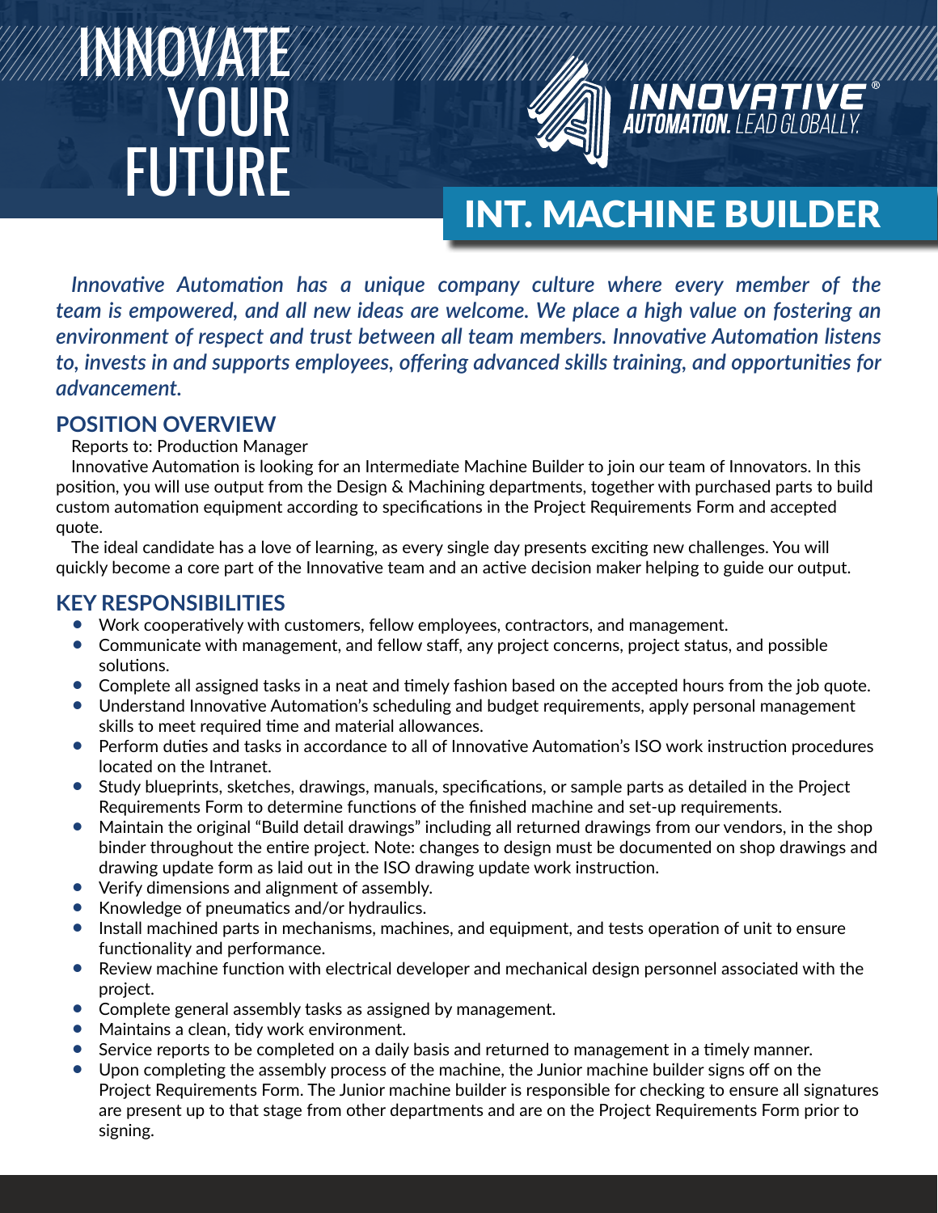# INNOVATE YOUR FUTURE

**INNOVATIVE®**
**AUTOMATION.** LEAD GLOBALLY.

# INT. MACHINE BUILDER

***Innovative Automation has a unique company culture where every member of the team is empowered, and all new ideas are welcome. We place a high value on fostering an environment of respect and trust between all team members. Innovative Automation listens to, invests in and supports employees, offering advanced skills training, and opportunities for advancement.***

## POSITION OVERVIEW

Reports to: Production Manager

Innovative Automation is looking for an Intermediate Machine Builder to join our team of Innovators. In this position, you will use output from the Design & Machining departments, together with purchased parts to build custom automation equipment according to specifications in the Project Requirements Form and accepted quote.

The ideal candidate has a love of learning, as every single day presents exciting new challenges. You will quickly become a core part of the Innovative team and an active decision maker helping to guide our output.

## KEY RESPONSIBILITIES

- Work cooperatively with customers, fellow employees, contractors, and management.
- Communicate with management, and fellow staff, any project concerns, project status, and possible solutions.
- Complete all assigned tasks in a neat and timely fashion based on the accepted hours from the job quote.
- Understand Innovative Automation's scheduling and budget requirements, apply personal management skills to meet required time and material allowances.
- Perform duties and tasks in accordance to all of Innovative Automation's ISO work instruction procedures located on the Intranet.
- Study blueprints, sketches, drawings, manuals, specifications, or sample parts as detailed in the Project Requirements Form to determine functions of the finished machine and set-up requirements.
- Maintain the original "Build detail drawings" including all returned drawings from our vendors, in the shop binder throughout the entire project. Note: changes to design must be documented on shop drawings and drawing update form as laid out in the ISO drawing update work instruction.
- Verify dimensions and alignment of assembly.
- Knowledge of pneumatics and/or hydraulics.
- Install machined parts in mechanisms, machines, and equipment, and tests operation of unit to ensure functionality and performance.
- Review machine function with electrical developer and mechanical design personnel associated with the project.
- Complete general assembly tasks as assigned by management.
- Maintains a clean, tidy work environment.
- Service reports to be completed on a daily basis and returned to management in a timely manner.
- Upon completing the assembly process of the machine, the Junior machine builder signs off on the Project Requirements Form. The Junior machine builder is responsible for checking to ensure all signatures are present up to that stage from other departments and are on the Project Requirements Form prior to signing.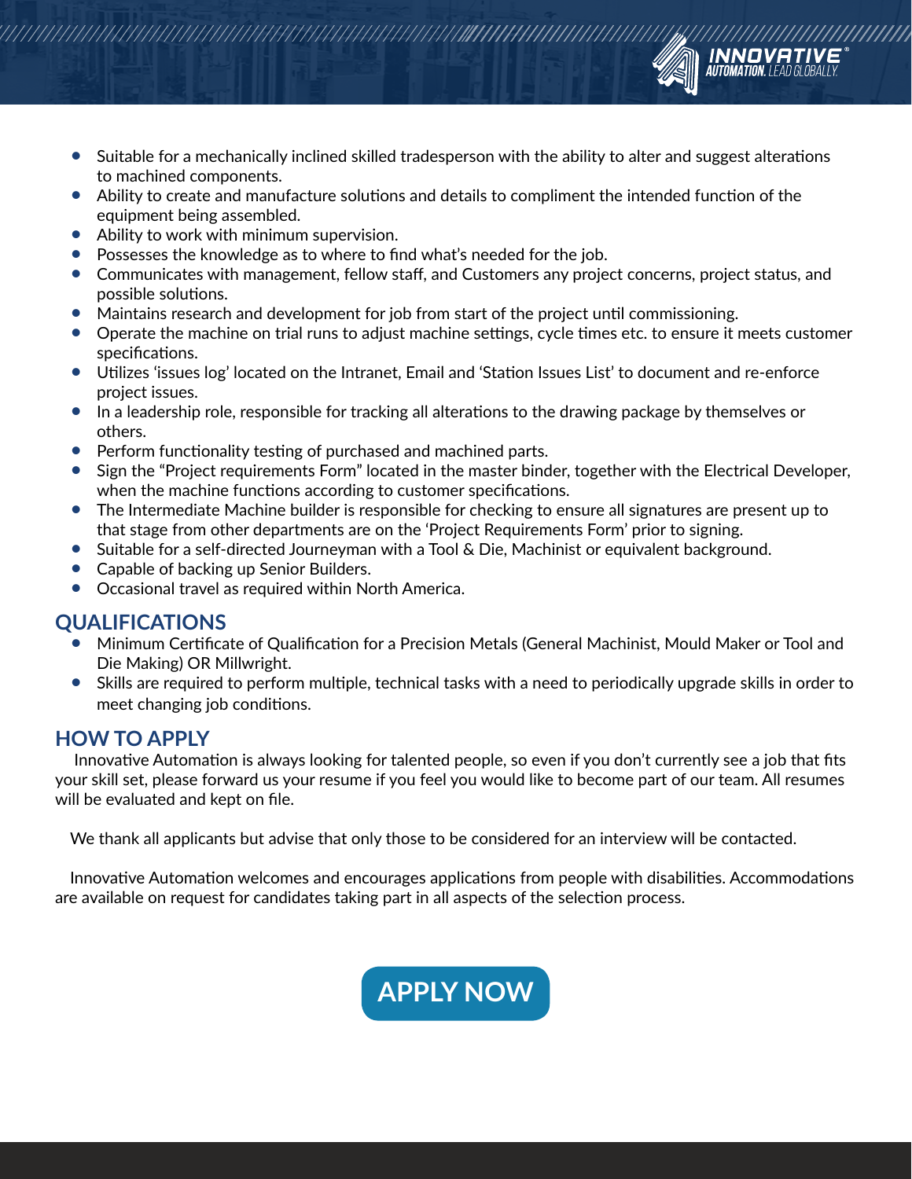- Suitable for a mechanically inclined skilled tradesperson with the ability to alter and suggest alterations to machined components.
- Ability to create and manufacture solutions and details to compliment the intended function of the equipment being assembled.
- Ability to work with minimum supervision.
- Possesses the knowledge as to where to find what's needed for the job.
- Communicates with management, fellow staff, and Customers any project concerns, project status, and possible solutions.
- Maintains research and development for job from start of the project until commissioning.
- Operate the machine on trial runs to adjust machine settings, cycle times etc. to ensure it meets customer specifications.
- Utilizes 'issues log' located on the Intranet, Email and 'Station Issues List' to document and re-enforce project issues.
- In a leadership role, responsible for tracking all alterations to the drawing package by themselves or others.
- Perform functionality testing of purchased and machined parts.
- Sign the "Project requirements Form" located in the master binder, together with the Electrical Developer, when the machine functions according to customer specifications.
- The Intermediate Machine builder is responsible for checking to ensure all signatures are present up to that stage from other departments are on the 'Project Requirements Form' prior to signing.
- Suitable for a self-directed Journeyman with a Tool & Die, Machinist or equivalent background.
- Capable of backing up Senior Builders.
- Occasional travel as required within North America.

## QUALIFICATIONS

- Minimum Certificate of Qualification for a Precision Metals (General Machinist, Mould Maker or Tool and Die Making) OR Millwright.
- Skills are required to perform multiple, technical tasks with a need to periodically upgrade skills in order to meet changing job conditions.

## HOW TO APPLY

Innovative Automation is always looking for talented people, so even if you don't currently see a job that fits your skill set, please forward us your resume if you feel you would like to become part of our team. All resumes will be evaluated and kept on file.

We thank all applicants but advise that only those to be considered for an interview will be contacted.

Innovative Automation welcomes and encourages applications from people with disabilities. Accommodations are available on request for candidates taking part in all aspects of the selection process.

**APPLY NOW**